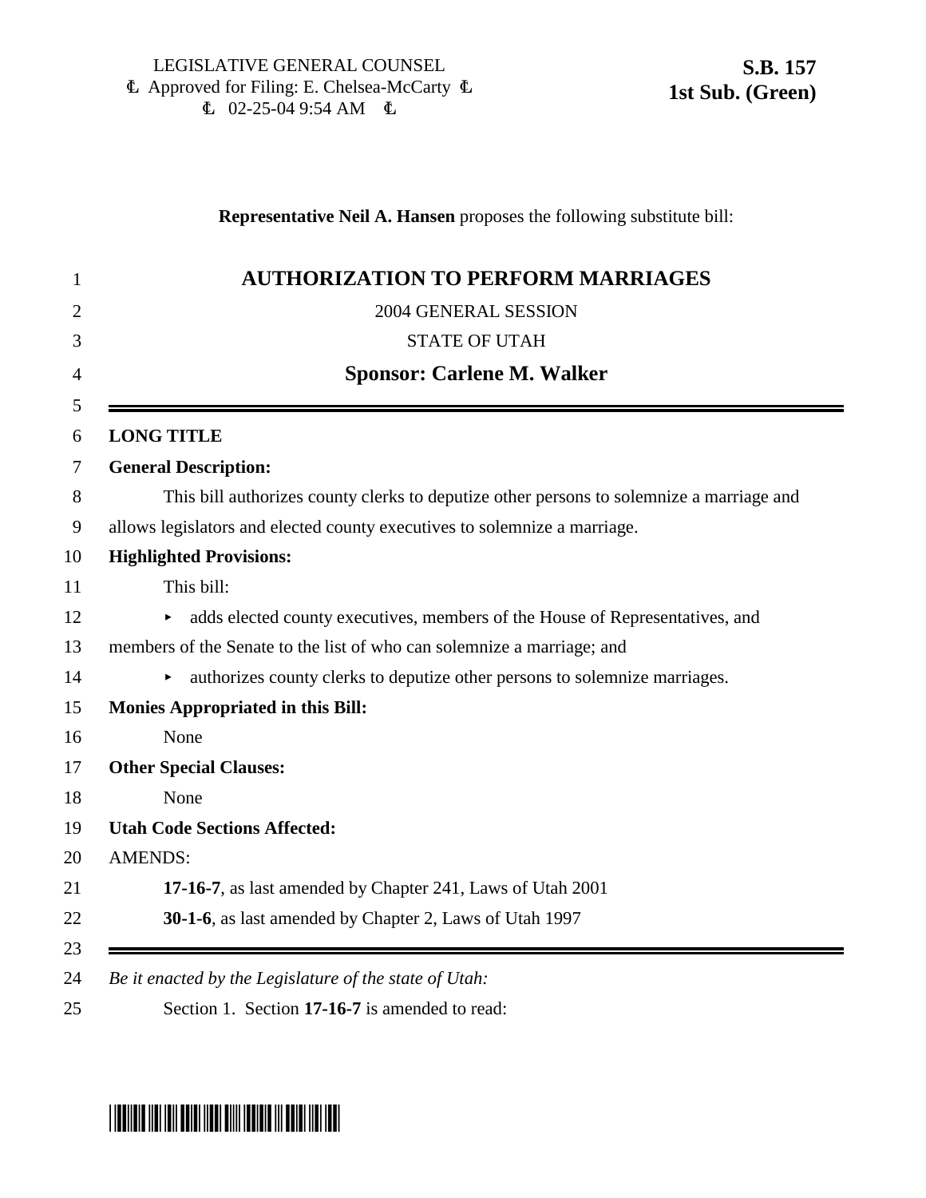LEGISLATIVE GENERAL COUNSEL
Approved for Filing: E. Chelsea-McCarty
02-25-04 9:54 AM

**S.B. 157**
**1st Sub. (Green)**

**Representative Neil A. Hansen** proposes the following substitute bill:

# AUTHORIZATION TO PERFORM MARRIAGES

2004 GENERAL SESSION

STATE OF UTAH

**Sponsor: Carlene M. Walker**

**LONG TITLE**

**General Description:**

This bill authorizes county clerks to deputize other persons to solemnize a marriage and allows legislators and elected county executives to solemnize a marriage.

**Highlighted Provisions:**

This bill:

- adds elected county executives, members of the House of Representatives, and members of the Senate to the list of who can solemnize a marriage; and
- authorizes county clerks to deputize other persons to solemnize marriages.

**Monies Appropriated in this Bill:**

None

**Other Special Clauses:**

None

**Utah Code Sections Affected:**

AMENDS:

**17-16-7**, as last amended by Chapter 241, Laws of Utah 2001

**30-1-6**, as last amended by Chapter 2, Laws of Utah 1997

*Be it enacted by the Legislature of the state of Utah:*

Section 1. Section **17-16-7** is amended to read: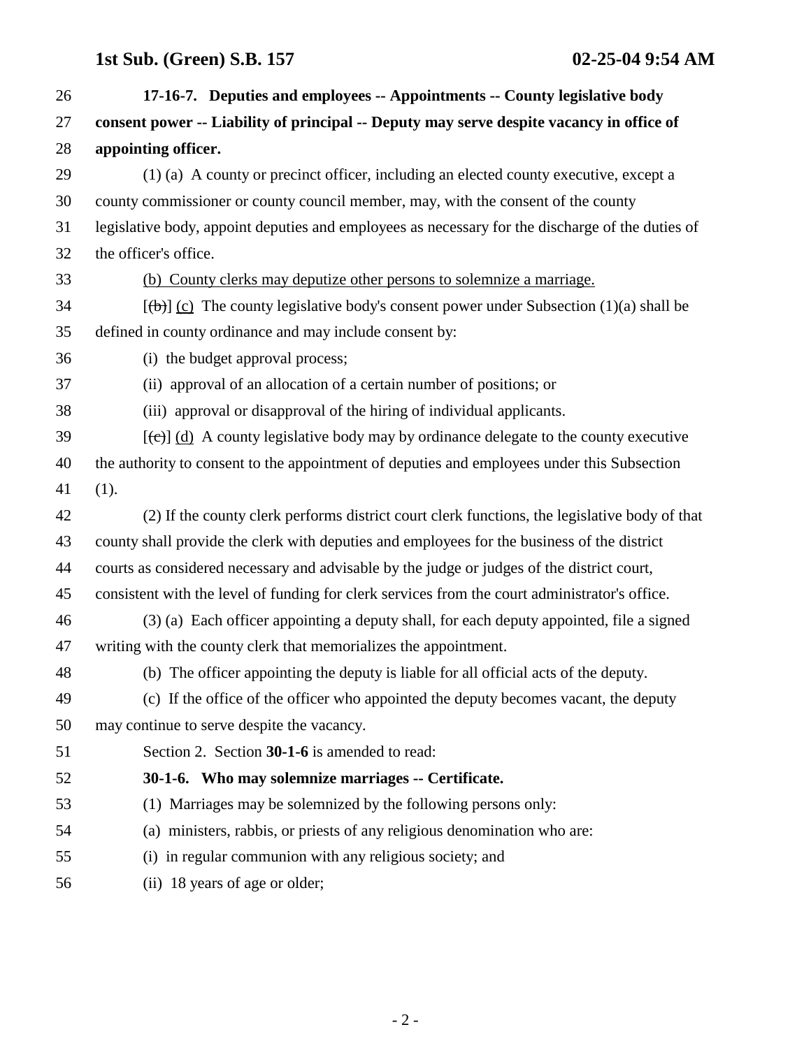**17-16-7. Deputies and employees -- Appointments -- County legislative body consent power -- Liability of principal -- Deputy may serve despite vacancy in office of appointing officer.**

(1) (a) A county or precinct officer, including an elected county executive, except a county commissioner or county council member, may, with the consent of the county legislative body, appoint deputies and employees as necessary for the discharge of the duties of the officer's office.

(b) County clerks may deputize other persons to solemnize a marriage.

[~~(b)~~] (c) The county legislative body's consent power under Subsection (1)(a) shall be defined in county ordinance and may include consent by:

(i) the budget approval process;

(ii) approval of an allocation of a certain number of positions; or

(iii) approval or disapproval of the hiring of individual applicants.

[~~(c)~~] (d) A county legislative body may by ordinance delegate to the county executive the authority to consent to the appointment of deputies and employees under this Subsection (1).

(2) If the county clerk performs district court clerk functions, the legislative body of that county shall provide the clerk with deputies and employees for the business of the district courts as considered necessary and advisable by the judge or judges of the district court, consistent with the level of funding for clerk services from the court administrator's office.

(3) (a) Each officer appointing a deputy shall, for each deputy appointed, file a signed writing with the county clerk that memorializes the appointment.

(b) The officer appointing the deputy is liable for all official acts of the deputy.

(c) If the office of the officer who appointed the deputy becomes vacant, the deputy may continue to serve despite the vacancy.

Section 2. Section **30-1-6** is amended to read:

**30-1-6. Who may solemnize marriages -- Certificate.**

(1) Marriages may be solemnized by the following persons only:

(a) ministers, rabbis, or priests of any religious denomination who are:

(i) in regular communion with any religious society; and

(ii) 18 years of age or older;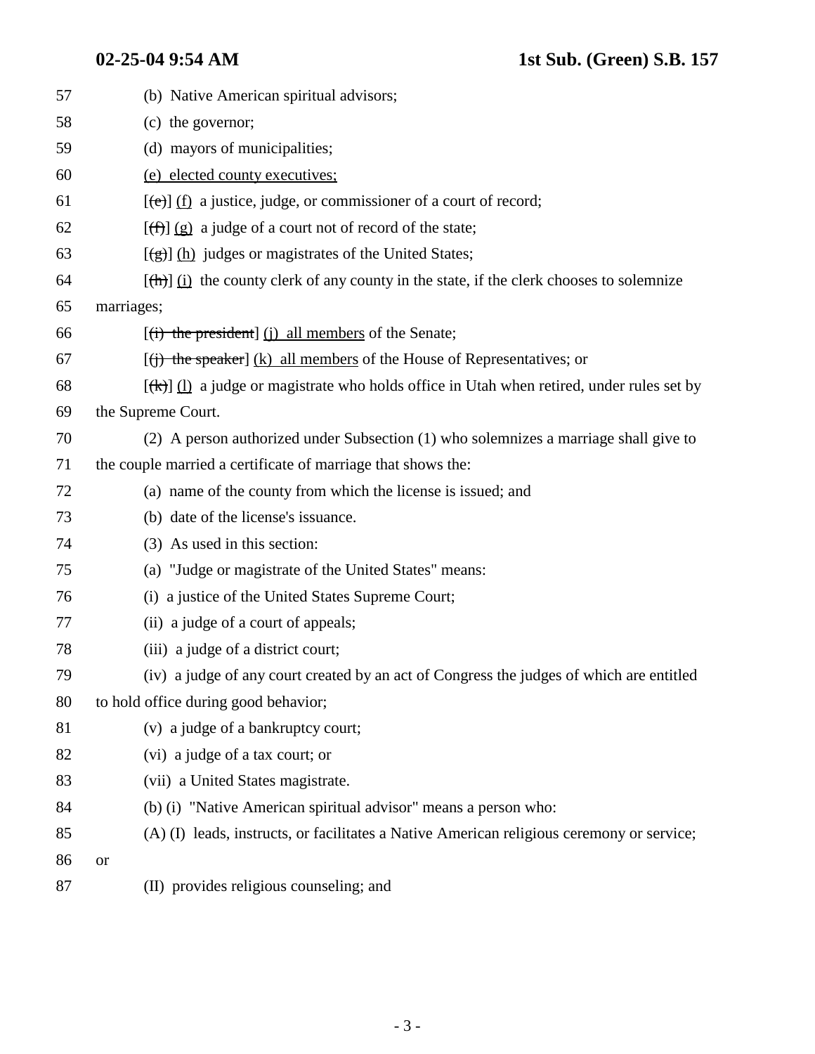57 (b) Native American spiritual advisors;

58 (c) the governor;

59 (d) mayors of municipalities;

60 <u>(e) elected county executives;</u>

61 [~~(e)~~] <u>(f)</u> a justice, judge, or commissioner of a court of record;

62 [~~(f)~~] <u>(g)</u> a judge of a court not of record of the state;

63 [~~(g)~~] <u>(h)</u> judges or magistrates of the United States;

64 [~~(h)~~] <u>(i)</u> the county clerk of any county in the state, if the clerk chooses to solemnize

65 marriages;

66 [~~(i) the president~~] <u>(j) all members</u> of the Senate;

67 [~~(j) the speaker~~] <u>(k) all members</u> of the House of Representatives; or

68 [~~(k)~~] <u>(l)</u> a judge or magistrate who holds office in Utah when retired, under rules set by

69 the Supreme Court.

70 (2) A person authorized under Subsection (1) who solemnizes a marriage shall give to

71 the couple married a certificate of marriage that shows the:

72 (a) name of the county from which the license is issued; and

73 (b) date of the license's issuance.

74 (3) As used in this section:

75 (a) "Judge or magistrate of the United States" means:

76 (i) a justice of the United States Supreme Court;

77 (ii) a judge of a court of appeals;

78 (iii) a judge of a district court;

79 (iv) a judge of any court created by an act of Congress the judges of which are entitled

80 to hold office during good behavior;

81 (v) a judge of a bankruptcy court;

82 (vi) a judge of a tax court; or

83 (vii) a United States magistrate.

84 (b) (i) "Native American spiritual advisor" means a person who:

85 (A) (I) leads, instructs, or facilitates a Native American religious ceremony or service;

86 or

87 (II) provides religious counseling; and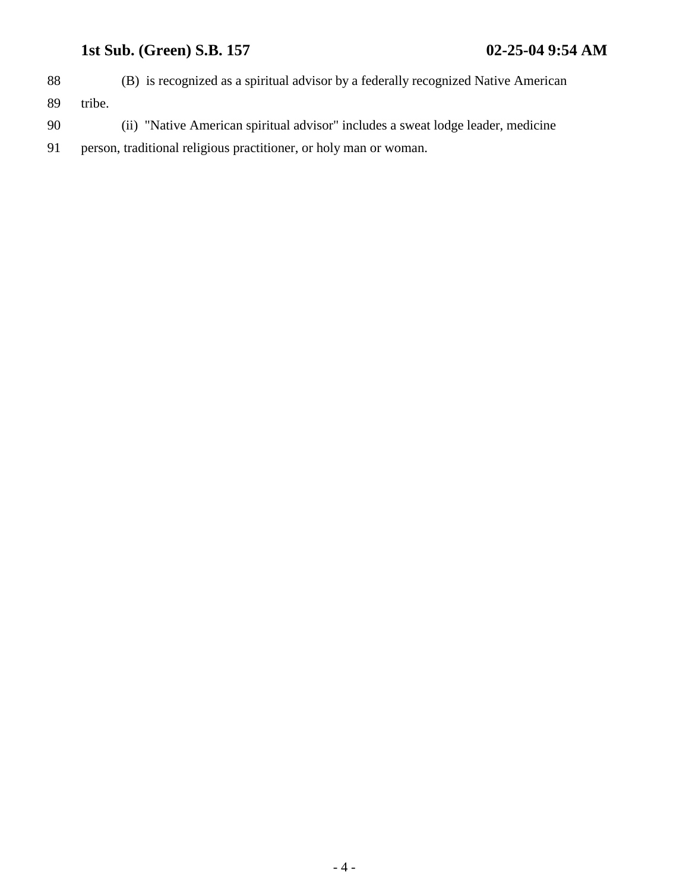(B) is recognized as a spiritual advisor by a federally recognized Native American tribe.

(ii) "Native American spiritual advisor" includes a sweat lodge leader, medicine person, traditional religious practitioner, or holy man or woman.